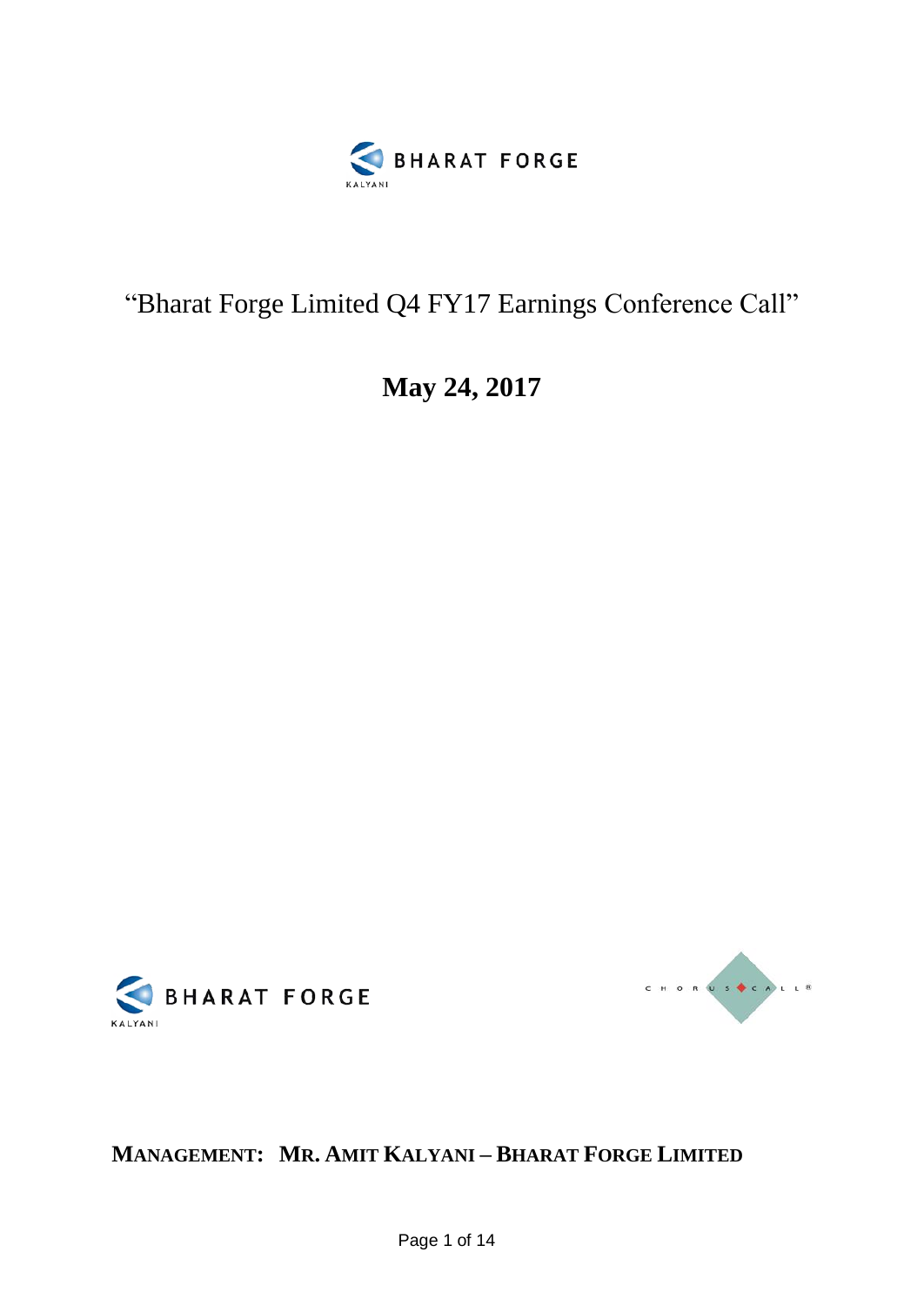# "Bharat Forge Limited Q4 FY17 Earnings Conference Call"

**May 24, 2017**

**MANAGEMENT: MR. AMIT KALYANI – BHARAT FORGE LIMITED**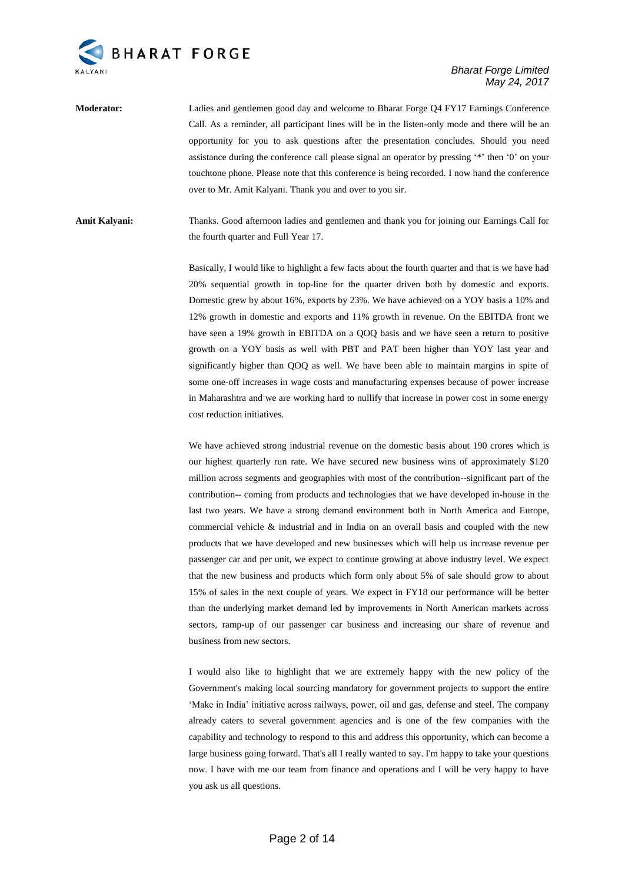**Moderator:** Ladies and gentlemen good day and welcome to Bharat Forge Q4 FY17 Earnings Conference Call. As a reminder, all participant lines will be in the listen-only mode and there will be an opportunity for you to ask questions after the presentation concludes. Should you need assistance during the conference call please signal an operator by pressing '*' then '0' on your touchtone phone. Please note that this conference is being recorded. I now hand the conference over to Mr. Amit Kalyani. Thank you and over to you sir.

**Amit Kalyani:** Thanks. Good afternoon ladies and gentlemen and thank you for joining our Earnings Call for the fourth quarter and Full Year 17.

Basically, I would like to highlight a few facts about the fourth quarter and that is we have had 20% sequential growth in top-line for the quarter driven both by domestic and exports. Domestic grew by about 16%, exports by 23%. We have achieved on a YOY basis a 10% and 12% growth in domestic and exports and 11% growth in revenue. On the EBITDA front we have seen a 19% growth in EBITDA on a QOQ basis and we have seen a return to positive growth on a YOY basis as well with PBT and PAT been higher than YOY last year and significantly higher than QOQ as well. We have been able to maintain margins in spite of some one-off increases in wage costs and manufacturing expenses because of power increase in Maharashtra and we are working hard to nullify that increase in power cost in some energy cost reduction initiatives.

We have achieved strong industrial revenue on the domestic basis about 190 crores which is our highest quarterly run rate. We have secured new business wins of approximately $120 million across segments and geographies with most of the contribution--significant part of the contribution-- coming from products and technologies that we have developed in-house in the last two years. We have a strong demand environment both in North America and Europe, commercial vehicle & industrial and in India on an overall basis and coupled with the new products that we have developed and new businesses which will help us increase revenue per passenger car and per unit, we expect to continue growing at above industry level. We expect that the new business and products which form only about 5% of sale should grow to about 15% of sales in the next couple of years. We expect in FY18 our performance will be better than the underlying market demand led by improvements in North American markets across sectors, ramp-up of our passenger car business and increasing our share of revenue and business from new sectors.

I would also like to highlight that we are extremely happy with the new policy of the Government's making local sourcing mandatory for government projects to support the entire 'Make in India' initiative across railways, power, oil and gas, defense and steel. The company already caters to several government agencies and is one of the few companies with the capability and technology to respond to this and address this opportunity, which can become a large business going forward. That's all I really wanted to say. I'm happy to take your questions now. I have with me our team from finance and operations and I will be very happy to have you ask us all questions.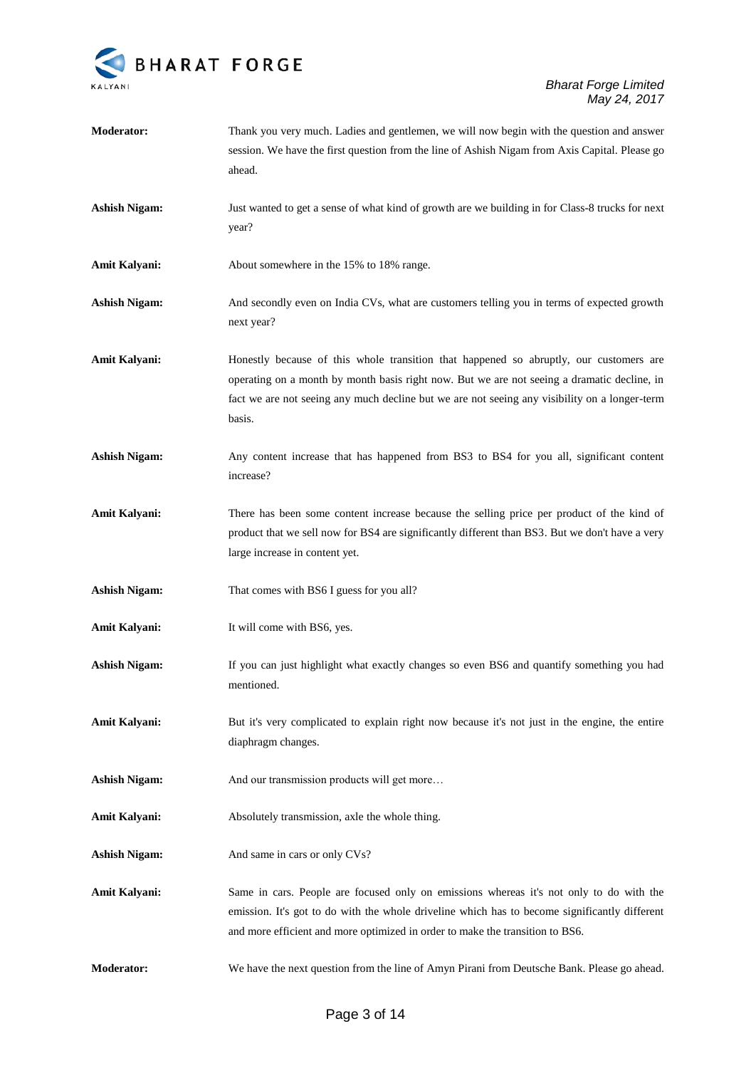**Moderator:** Thank you very much. Ladies and gentlemen, we will now begin with the question and answer session. We have the first question from the line of Ashish Nigam from Axis Capital. Please go ahead.

**Ashish Nigam:** Just wanted to get a sense of what kind of growth are we building in for Class-8 trucks for next year?

**Amit Kalyani:** About somewhere in the 15% to 18% range.

**Ashish Nigam:** And secondly even on India CVs, what are customers telling you in terms of expected growth next year?

**Amit Kalyani:** Honestly because of this whole transition that happened so abruptly, our customers are operating on a month by month basis right now. But we are not seeing a dramatic decline, in fact we are not seeing any much decline but we are not seeing any visibility on a longer-term basis.

**Ashish Nigam:** Any content increase that has happened from BS3 to BS4 for you all, significant content increase?

**Amit Kalyani:** There has been some content increase because the selling price per product of the kind of product that we sell now for BS4 are significantly different than BS3. But we don't have a very large increase in content yet.

**Ashish Nigam:** That comes with BS6 I guess for you all?

**Amit Kalyani:** It will come with BS6, yes.

**Ashish Nigam:** If you can just highlight what exactly changes so even BS6 and quantify something you had mentioned.

**Amit Kalyani:** But it's very complicated to explain right now because it's not just in the engine, the entire diaphragm changes.

**Ashish Nigam:** And our transmission products will get more…

**Amit Kalyani:** Absolutely transmission, axle the whole thing.

**Ashish Nigam:** And same in cars or only CVs?

**Amit Kalyani:** Same in cars. People are focused only on emissions whereas it's not only to do with the emission. It's got to do with the whole driveline which has to become significantly different and more efficient and more optimized in order to make the transition to BS6.

**Moderator:** We have the next question from the line of Amyn Pirani from Deutsche Bank. Please go ahead.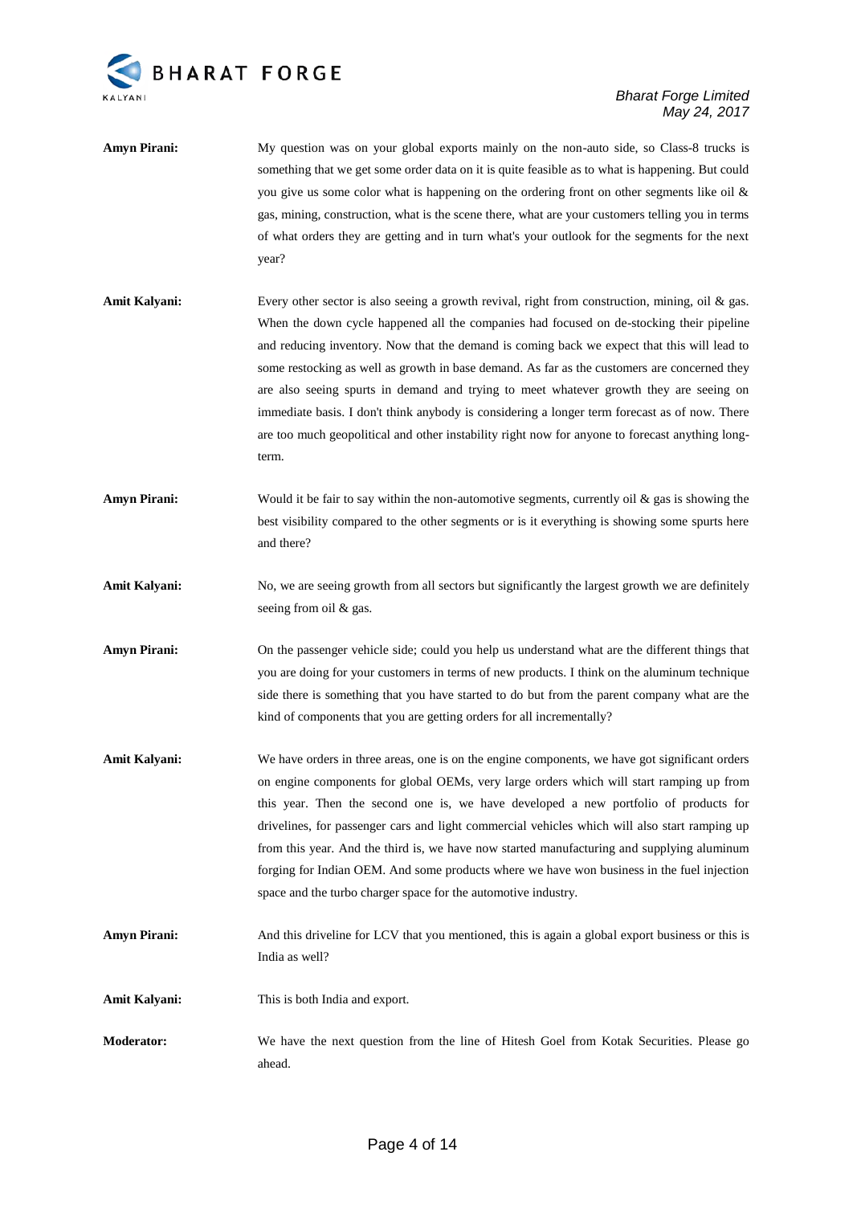**Amyn Pirani:** My question was on your global exports mainly on the non-auto side, so Class-8 trucks is something that we get some order data on it is quite feasible as to what is happening. But could you give us some color what is happening on the ordering front on other segments like oil & gas, mining, construction, what is the scene there, what are your customers telling you in terms of what orders they are getting and in turn what's your outlook for the segments for the next year?

**Amit Kalyani:** Every other sector is also seeing a growth revival, right from construction, mining, oil & gas. When the down cycle happened all the companies had focused on de-stocking their pipeline and reducing inventory. Now that the demand is coming back we expect that this will lead to some restocking as well as growth in base demand. As far as the customers are concerned they are also seeing spurts in demand and trying to meet whatever growth they are seeing on immediate basis. I don't think anybody is considering a longer term forecast as of now. There are too much geopolitical and other instability right now for anyone to forecast anything long-term.

**Amyn Pirani:** Would it be fair to say within the non-automotive segments, currently oil & gas is showing the best visibility compared to the other segments or is it everything is showing some spurts here and there?

**Amit Kalyani:** No, we are seeing growth from all sectors but significantly the largest growth we are definitely seeing from oil & gas.

**Amyn Pirani:** On the passenger vehicle side; could you help us understand what are the different things that you are doing for your customers in terms of new products. I think on the aluminum technique side there is something that you have started to do but from the parent company what are the kind of components that you are getting orders for all incrementally?

**Amit Kalyani:** We have orders in three areas, one is on the engine components, we have got significant orders on engine components for global OEMs, very large orders which will start ramping up from this year. Then the second one is, we have developed a new portfolio of products for drivelines, for passenger cars and light commercial vehicles which will also start ramping up from this year. And the third is, we have now started manufacturing and supplying aluminum forging for Indian OEM. And some products where we have won business in the fuel injection space and the turbo charger space for the automotive industry.

**Amyn Pirani:** And this driveline for LCV that you mentioned, this is again a global export business or this is India as well?

**Amit Kalyani:** This is both India and export.

**Moderator:** We have the next question from the line of Hitesh Goel from Kotak Securities. Please go ahead.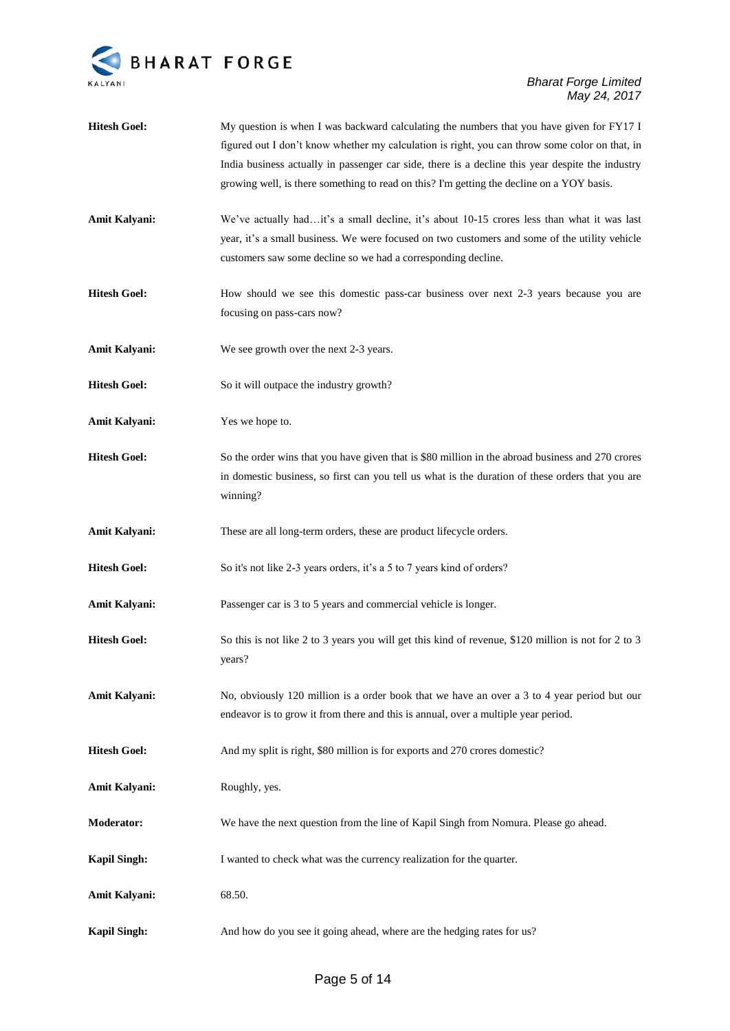**Hitesh Goel:** My question is when I was backward calculating the numbers that you have given for FY17 I figured out I don't know whether my calculation is right, you can throw some color on that, in India business actually in passenger car side, there is a decline this year despite the industry growing well, is there something to read on this? I'm getting the decline on a YOY basis.

**Amit Kalyani:** We've actually had…it's a small decline, it's about 10-15 crores less than what it was last year, it's a small business. We were focused on two customers and some of the utility vehicle customers saw some decline so we had a corresponding decline.

**Hitesh Goel:** How should we see this domestic pass-car business over next 2-3 years because you are focusing on pass-cars now?

**Amit Kalyani:** We see growth over the next 2-3 years.

**Hitesh Goel:** So it will outpace the industry growth?

**Amit Kalyani:** Yes we hope to.

**Hitesh Goel:** So the order wins that you have given that is $80 million in the abroad business and 270 crores in domestic business, so first can you tell us what is the duration of these orders that you are winning?

**Amit Kalyani:** These are all long-term orders, these are product lifecycle orders.

**Hitesh Goel:** So it's not like 2-3 years orders, it's a 5 to 7 years kind of orders?

**Amit Kalyani:** Passenger car is 3 to 5 years and commercial vehicle is longer.

**Hitesh Goel:** So this is not like 2 to 3 years you will get this kind of revenue, $120 million is not for 2 to 3 years?

**Amit Kalyani:** No, obviously 120 million is a order book that we have an over a 3 to 4 year period but our endeavor is to grow it from there and this is annual, over a multiple year period.

**Hitesh Goel:** And my split is right, $80 million is for exports and 270 crores domestic?

**Amit Kalyani:** Roughly, yes.

**Moderator:** We have the next question from the line of Kapil Singh from Nomura. Please go ahead.

**Kapil Singh:** I wanted to check what was the currency realization for the quarter.

**Amit Kalyani:** 68.50.

**Kapil Singh:** And how do you see it going ahead, where are the hedging rates for us?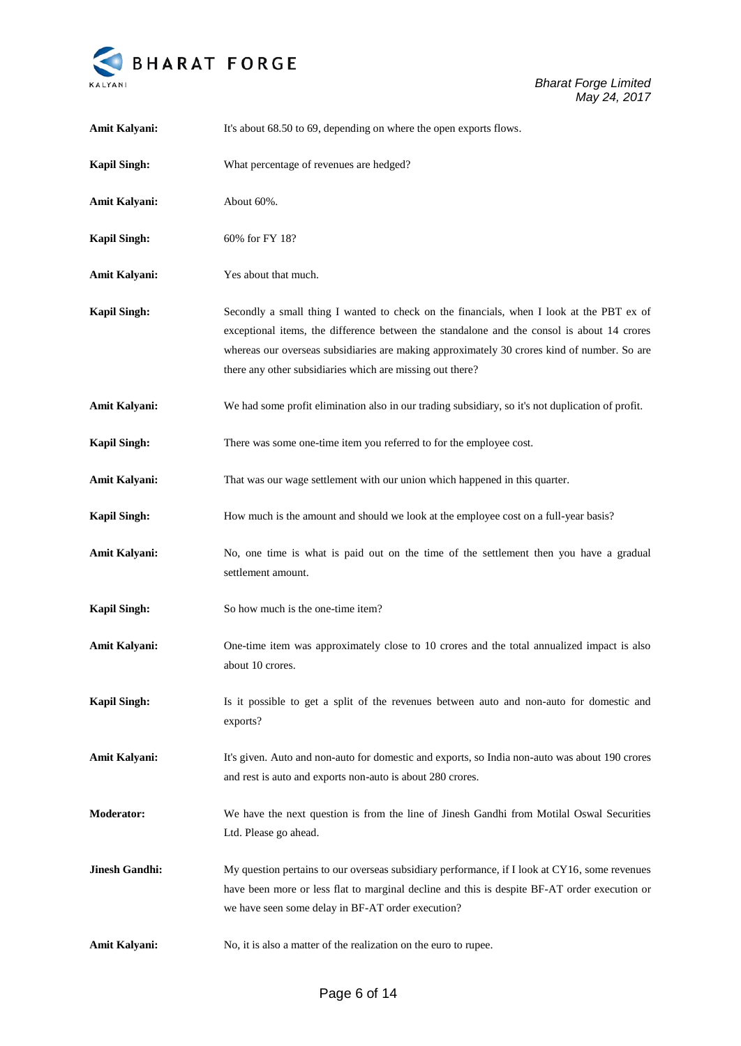**Amit Kalyani:** It's about 68.50 to 69, depending on where the open exports flows.

**Kapil Singh:** What percentage of revenues are hedged?

**Amit Kalyani:** About 60%.

**Kapil Singh:** 60% for FY 18?

**Amit Kalyani:** Yes about that much.

**Kapil Singh:** Secondly a small thing I wanted to check on the financials, when I look at the PBT ex of exceptional items, the difference between the standalone and the consol is about 14 crores whereas our overseas subsidiaries are making approximately 30 crores kind of number. So are there any other subsidiaries which are missing out there?

**Amit Kalyani:** We had some profit elimination also in our trading subsidiary, so it's not duplication of profit.

**Kapil Singh:** There was some one-time item you referred to for the employee cost.

**Amit Kalyani:** That was our wage settlement with our union which happened in this quarter.

**Kapil Singh:** How much is the amount and should we look at the employee cost on a full-year basis?

**Amit Kalyani:** No, one time is what is paid out on the time of the settlement then you have a gradual settlement amount.

**Kapil Singh:** So how much is the one-time item?

**Amit Kalyani:** One-time item was approximately close to 10 crores and the total annualized impact is also about 10 crores.

**Kapil Singh:** Is it possible to get a split of the revenues between auto and non-auto for domestic and exports?

**Amit Kalyani:** It's given. Auto and non-auto for domestic and exports, so India non-auto was about 190 crores and rest is auto and exports non-auto is about 280 crores.

**Moderator:** We have the next question is from the line of Jinesh Gandhi from Motilal Oswal Securities Ltd. Please go ahead.

**Jinesh Gandhi:** My question pertains to our overseas subsidiary performance, if I look at CY16, some revenues have been more or less flat to marginal decline and this is despite BF-AT order execution or we have seen some delay in BF-AT order execution?

**Amit Kalyani:** No, it is also a matter of the realization on the euro to rupee.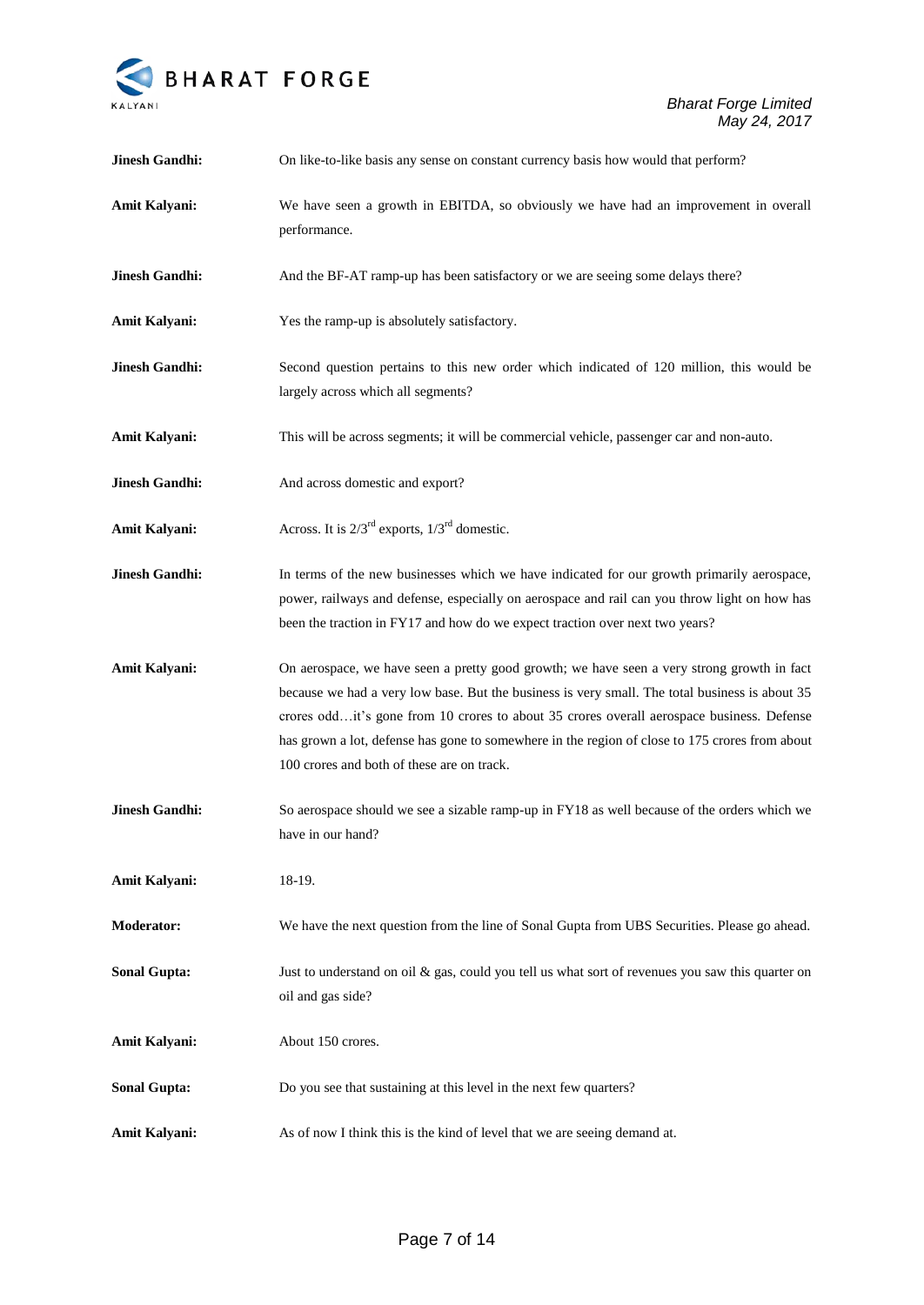**Jinesh Gandhi:** On like-to-like basis any sense on constant currency basis how would that perform?

**Amit Kalyani:** We have seen a growth in EBITDA, so obviously we have had an improvement in overall performance.

**Jinesh Gandhi:** And the BF-AT ramp-up has been satisfactory or we are seeing some delays there?

**Amit Kalyani:** Yes the ramp-up is absolutely satisfactory.

**Jinesh Gandhi:** Second question pertains to this new order which indicated of 120 million, this would be largely across which all segments?

**Amit Kalyani:** This will be across segments; it will be commercial vehicle, passenger car and non-auto.

**Jinesh Gandhi:** And across domestic and export?

**Amit Kalyani:** Across. It is 2/3rd exports, 1/3rd domestic.

**Jinesh Gandhi:** In terms of the new businesses which we have indicated for our growth primarily aerospace, power, railways and defense, especially on aerospace and rail can you throw light on how has been the traction in FY17 and how do we expect traction over next two years?

**Amit Kalyani:** On aerospace, we have seen a pretty good growth; we have seen a very strong growth in fact because we had a very low base. But the business is very small. The total business is about 35 crores odd…it's gone from 10 crores to about 35 crores overall aerospace business. Defense has grown a lot, defense has gone to somewhere in the region of close to 175 crores from about 100 crores and both of these are on track.

**Jinesh Gandhi:** So aerospace should we see a sizable ramp-up in FY18 as well because of the orders which we have in our hand?

**Amit Kalyani:** 18-19.

**Moderator:** We have the next question from the line of Sonal Gupta from UBS Securities. Please go ahead.

**Sonal Gupta:** Just to understand on oil & gas, could you tell us what sort of revenues you saw this quarter on oil and gas side?

**Amit Kalyani:** About 150 crores.

**Sonal Gupta:** Do you see that sustaining at this level in the next few quarters?

**Amit Kalyani:** As of now I think this is the kind of level that we are seeing demand at.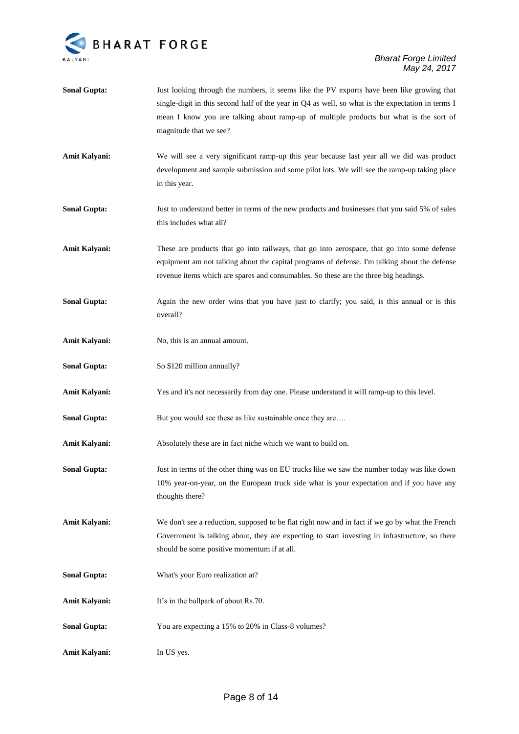**Sonal Gupta:** Just looking through the numbers, it seems like the PV exports have been like growing that single-digit in this second half of the year in Q4 as well, so what is the expectation in terms I mean I know you are talking about ramp-up of multiple products but what is the sort of magnitude that we see?

**Amit Kalyani:** We will see a very significant ramp-up this year because last year all we did was product development and sample submission and some pilot lots. We will see the ramp-up taking place in this year.

**Sonal Gupta:** Just to understand better in terms of the new products and businesses that you said 5% of sales this includes what all?

**Amit Kalyani:** These are products that go into railways, that go into aerospace, that go into some defense equipment am not talking about the capital programs of defense. I'm talking about the defense revenue items which are spares and consumables. So these are the three big headings.

**Sonal Gupta:** Again the new order wins that you have just to clarify; you said, is this annual or is this overall?

**Amit Kalyani:** No, this is an annual amount.

**Sonal Gupta:** So $120 million annually?

**Amit Kalyani:** Yes and it's not necessarily from day one. Please understand it will ramp-up to this level.

**Sonal Gupta:** But you would see these as like sustainable once they are….

**Amit Kalyani:** Absolutely these are in fact niche which we want to build on.

**Sonal Gupta:** Just in terms of the other thing was on EU trucks like we saw the number today was like down 10% year-on-year, on the European truck side what is your expectation and if you have any thoughts there?

**Amit Kalyani:** We don't see a reduction, supposed to be flat right now and in fact if we go by what the French Government is talking about, they are expecting to start investing in infrastructure, so there should be some positive momentum if at all.

**Sonal Gupta:** What's your Euro realization at?

**Amit Kalyani:** It's in the ballpark of about Rs.70.

**Sonal Gupta:** You are expecting a 15% to 20% in Class-8 volumes?

**Amit Kalyani:** In US yes.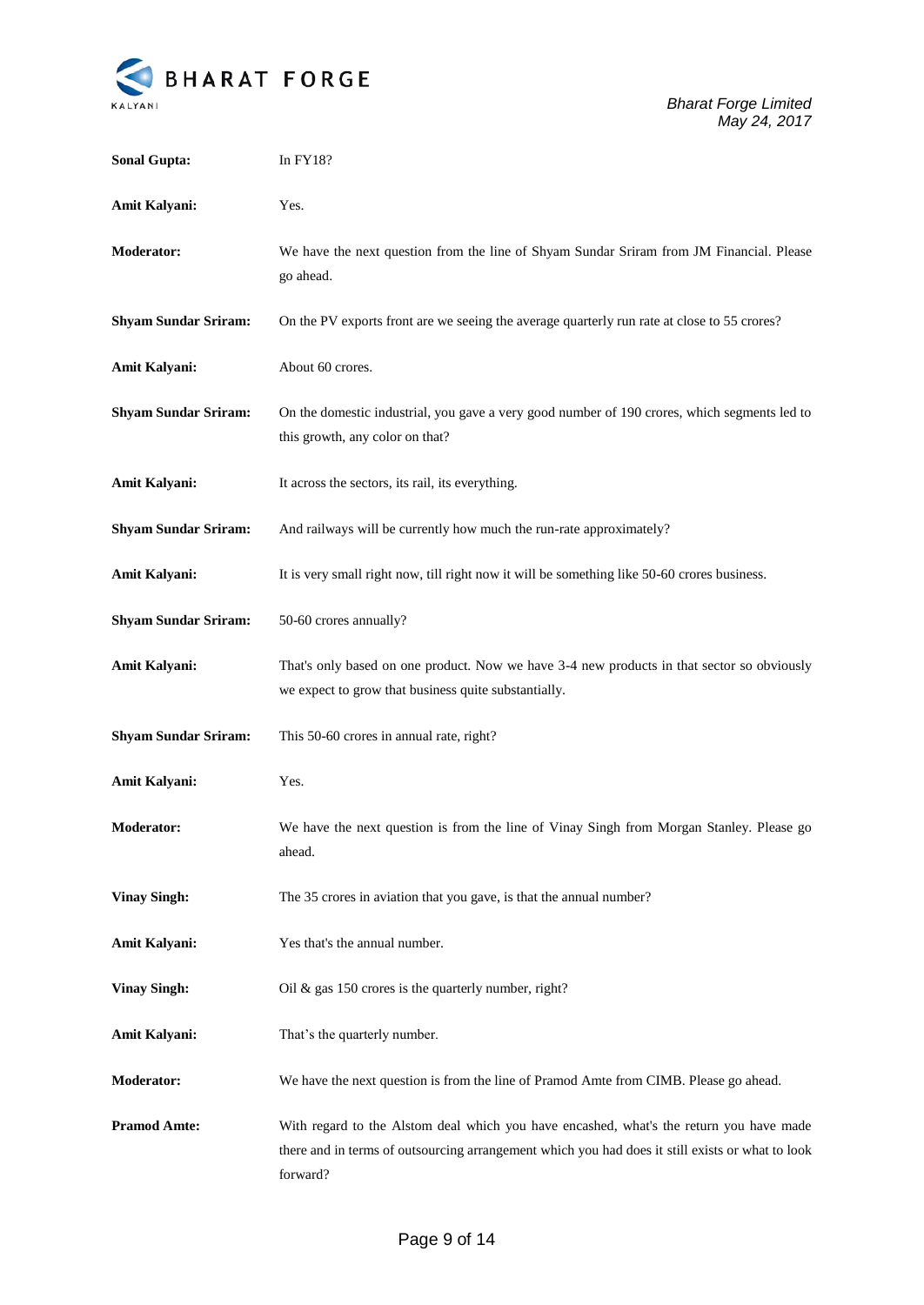**Sonal Gupta:** In FY18?

**Amit Kalyani:** Yes.

**Moderator:** We have the next question from the line of Shyam Sundar Sriram from JM Financial. Please go ahead.

**Shyam Sundar Sriram:** On the PV exports front are we seeing the average quarterly run rate at close to 55 crores?

**Amit Kalyani:** About 60 crores.

**Shyam Sundar Sriram:** On the domestic industrial, you gave a very good number of 190 crores, which segments led to this growth, any color on that?

**Amit Kalyani:** It across the sectors, its rail, its everything.

**Shyam Sundar Sriram:** And railways will be currently how much the run-rate approximately?

**Amit Kalyani:** It is very small right now, till right now it will be something like 50-60 crores business.

**Shyam Sundar Sriram:** 50-60 crores annually?

**Amit Kalyani:** That's only based on one product. Now we have 3-4 new products in that sector so obviously we expect to grow that business quite substantially.

**Shyam Sundar Sriram:** This 50-60 crores in annual rate, right?

**Amit Kalyani:** Yes.

**Moderator:** We have the next question is from the line of Vinay Singh from Morgan Stanley. Please go ahead.

**Vinay Singh:** The 35 crores in aviation that you gave, is that the annual number?

**Amit Kalyani:** Yes that's the annual number.

**Vinay Singh:** Oil & gas 150 crores is the quarterly number, right?

**Amit Kalyani:** That's the quarterly number.

**Moderator:** We have the next question is from the line of Pramod Amte from CIMB. Please go ahead.

**Pramod Amte:** With regard to the Alstom deal which you have encashed, what's the return you have made there and in terms of outsourcing arrangement which you had does it still exists or what to look forward?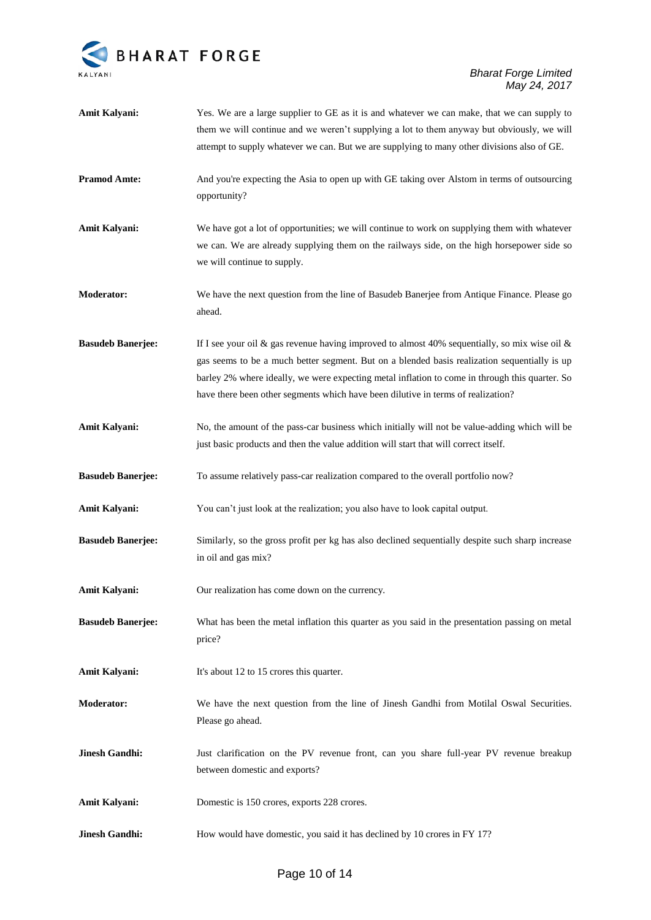**Amit Kalyani:** Yes. We are a large supplier to GE as it is and whatever we can make, that we can supply to them we will continue and we weren't supplying a lot to them anyway but obviously, we will attempt to supply whatever we can. But we are supplying to many other divisions also of GE.

**Pramod Amte:** And you're expecting the Asia to open up with GE taking over Alstom in terms of outsourcing opportunity?

**Amit Kalyani:** We have got a lot of opportunities; we will continue to work on supplying them with whatever we can. We are already supplying them on the railways side, on the high horsepower side so we will continue to supply.

**Moderator:** We have the next question from the line of Basudeb Banerjee from Antique Finance. Please go ahead.

**Basudeb Banerjee:** If I see your oil & gas revenue having improved to almost 40% sequentially, so mix wise oil & gas seems to be a much better segment. But on a blended basis realization sequentially is up barley 2% where ideally, we were expecting metal inflation to come in through this quarter. So have there been other segments which have been dilutive in terms of realization?

**Amit Kalyani:** No, the amount of the pass-car business which initially will not be value-adding which will be just basic products and then the value addition will start that will correct itself.

**Basudeb Banerjee:** To assume relatively pass-car realization compared to the overall portfolio now?

**Amit Kalyani:** You can't just look at the realization; you also have to look capital output.

**Basudeb Banerjee:** Similarly, so the gross profit per kg has also declined sequentially despite such sharp increase in oil and gas mix?

**Amit Kalyani:** Our realization has come down on the currency.

**Basudeb Banerjee:** What has been the metal inflation this quarter as you said in the presentation passing on metal price?

**Amit Kalyani:** It's about 12 to 15 crores this quarter.

**Moderator:** We have the next question from the line of Jinesh Gandhi from Motilal Oswal Securities. Please go ahead.

**Jinesh Gandhi:** Just clarification on the PV revenue front, can you share full-year PV revenue breakup between domestic and exports?

**Amit Kalyani:** Domestic is 150 crores, exports 228 crores.

**Jinesh Gandhi:** How would have domestic, you said it has declined by 10 crores in FY 17?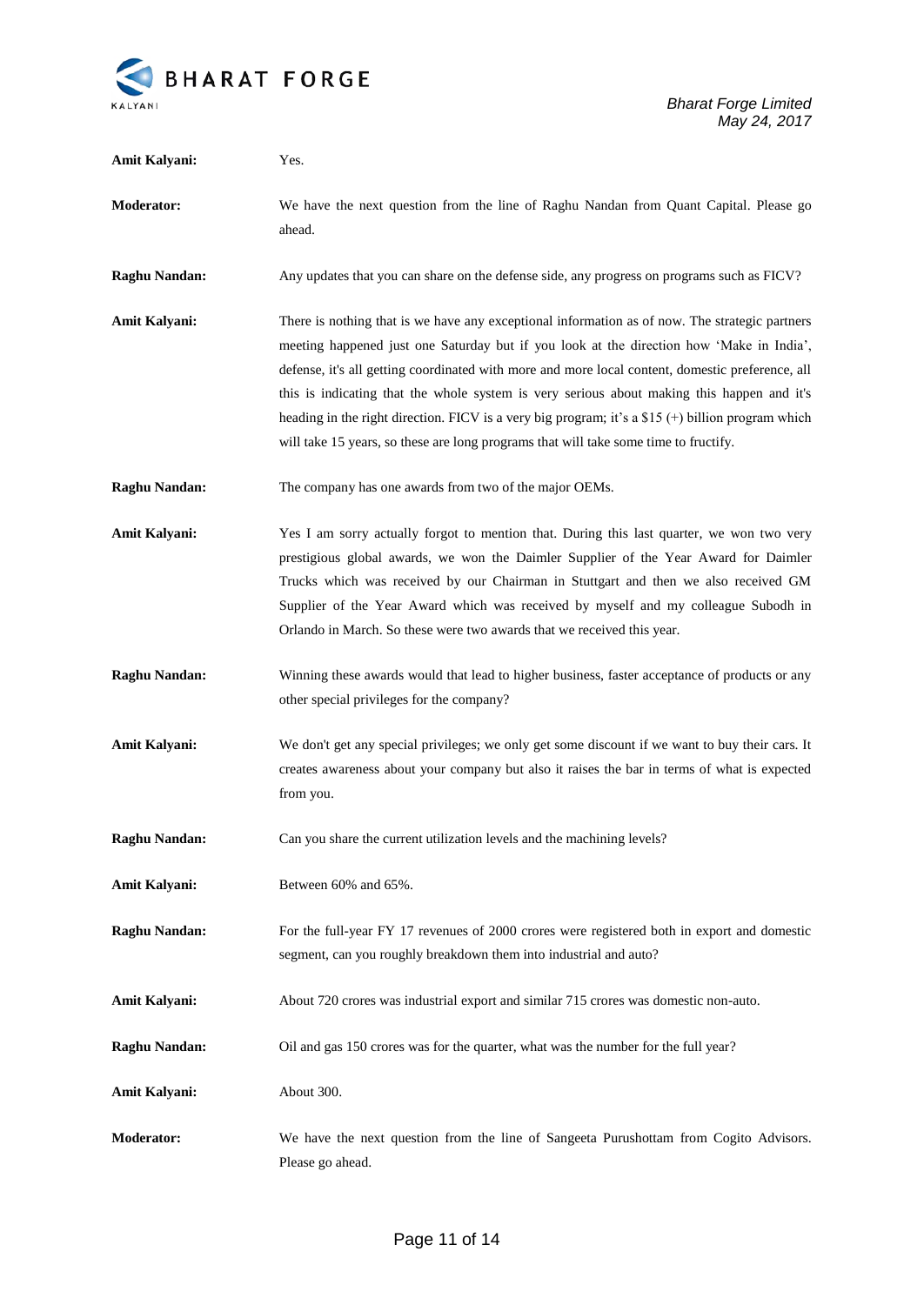**Amit Kalyani:** Yes.

**Moderator:** We have the next question from the line of Raghu Nandan from Quant Capital. Please go ahead.

**Raghu Nandan:** Any updates that you can share on the defense side, any progress on programs such as FICV?

**Amit Kalyani:** There is nothing that is we have any exceptional information as of now. The strategic partners meeting happened just one Saturday but if you look at the direction how 'Make in India', defense, it's all getting coordinated with more and more local content, domestic preference, all this is indicating that the whole system is very serious about making this happen and it's heading in the right direction. FICV is a very big program; it's a $15 (+) billion program which will take 15 years, so these are long programs that will take some time to fructify.

**Raghu Nandan:** The company has one awards from two of the major OEMs.

**Amit Kalyani:** Yes I am sorry actually forgot to mention that. During this last quarter, we won two very prestigious global awards, we won the Daimler Supplier of the Year Award for Daimler Trucks which was received by our Chairman in Stuttgart and then we also received GM Supplier of the Year Award which was received by myself and my colleague Subodh in Orlando in March. So these were two awards that we received this year.

**Raghu Nandan:** Winning these awards would that lead to higher business, faster acceptance of products or any other special privileges for the company?

**Amit Kalyani:** We don't get any special privileges; we only get some discount if we want to buy their cars. It creates awareness about your company but also it raises the bar in terms of what is expected from you.

**Raghu Nandan:** Can you share the current utilization levels and the machining levels?

**Amit Kalyani:** Between 60% and 65%.

**Raghu Nandan:** For the full-year FY 17 revenues of 2000 crores were registered both in export and domestic segment, can you roughly breakdown them into industrial and auto?

**Amit Kalyani:** About 720 crores was industrial export and similar 715 crores was domestic non-auto.

**Raghu Nandan:** Oil and gas 150 crores was for the quarter, what was the number for the full year?

**Amit Kalyani:** About 300.

**Moderator:** We have the next question from the line of Sangeeta Purushottam from Cogito Advisors. Please go ahead.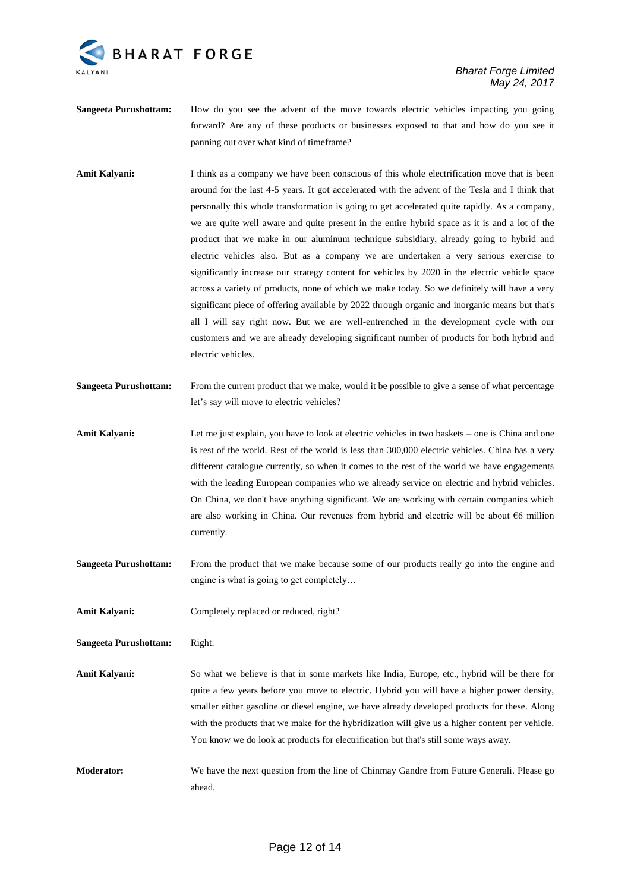**Sangeeta Purushottam:** How do you see the advent of the move towards electric vehicles impacting you going forward? Are any of these products or businesses exposed to that and how do you see it panning out over what kind of timeframe?

**Amit Kalyani:** I think as a company we have been conscious of this whole electrification move that is been around for the last 4-5 years. It got accelerated with the advent of the Tesla and I think that personally this whole transformation is going to get accelerated quite rapidly. As a company, we are quite well aware and quite present in the entire hybrid space as it is and a lot of the product that we make in our aluminum technique subsidiary, already going to hybrid and electric vehicles also. But as a company we are undertaken a very serious exercise to significantly increase our strategy content for vehicles by 2020 in the electric vehicle space across a variety of products, none of which we make today. So we definitely will have a very significant piece of offering available by 2022 through organic and inorganic means but that's all I will say right now. But we are well-entrenched in the development cycle with our customers and we are already developing significant number of products for both hybrid and electric vehicles.

**Sangeeta Purushottam:** From the current product that we make, would it be possible to give a sense of what percentage let's say will move to electric vehicles?

**Amit Kalyani:** Let me just explain, you have to look at electric vehicles in two baskets – one is China and one is rest of the world. Rest of the world is less than 300,000 electric vehicles. China has a very different catalogue currently, so when it comes to the rest of the world we have engagements with the leading European companies who we already service on electric and hybrid vehicles. On China, we don't have anything significant. We are working with certain companies which are also working in China. Our revenues from hybrid and electric will be about €6 million currently.

**Sangeeta Purushottam:** From the product that we make because some of our products really go into the engine and engine is what is going to get completely…

**Amit Kalyani:** Completely replaced or reduced, right?

**Sangeeta Purushottam:** Right.

**Amit Kalyani:** So what we believe is that in some markets like India, Europe, etc., hybrid will be there for quite a few years before you move to electric. Hybrid you will have a higher power density, smaller either gasoline or diesel engine, we have already developed products for these. Along with the products that we make for the hybridization will give us a higher content per vehicle. You know we do look at products for electrification but that's still some ways away.

**Moderator:** We have the next question from the line of Chinmay Gandre from Future Generali. Please go ahead.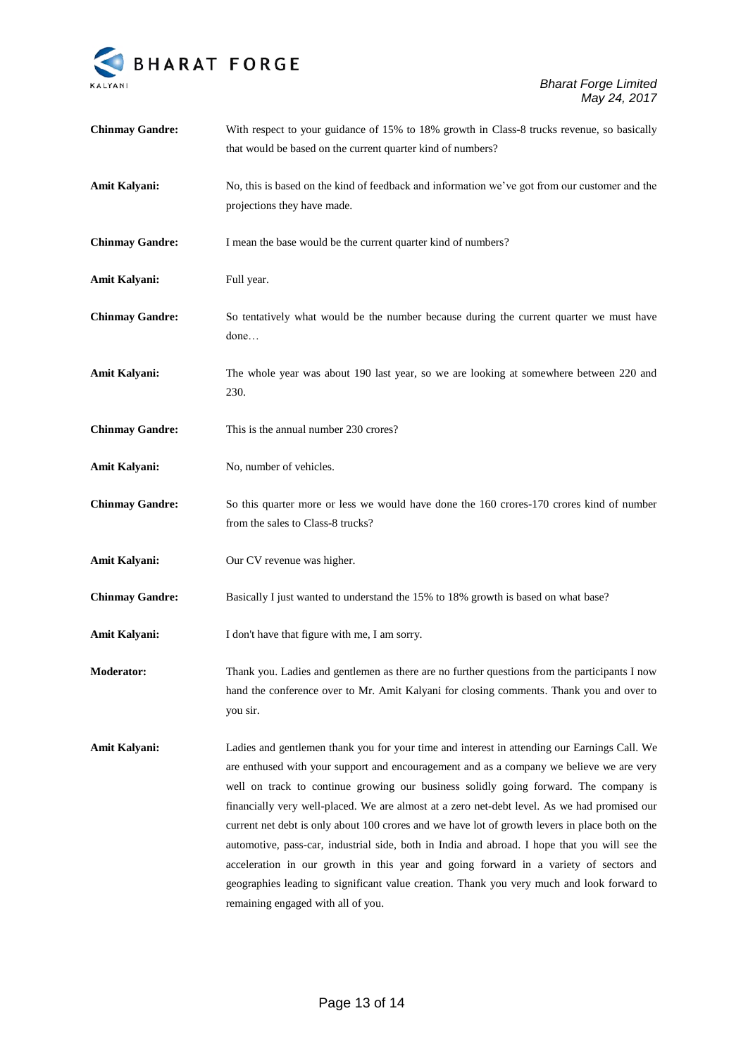**Chinmay Gandre:** With respect to your guidance of 15% to 18% growth in Class-8 trucks revenue, so basically that would be based on the current quarter kind of numbers?

**Amit Kalyani:** No, this is based on the kind of feedback and information we've got from our customer and the projections they have made.

**Chinmay Gandre:** I mean the base would be the current quarter kind of numbers?

**Amit Kalyani:** Full year.

**Chinmay Gandre:** So tentatively what would be the number because during the current quarter we must have done…

**Amit Kalyani:** The whole year was about 190 last year, so we are looking at somewhere between 220 and 230.

**Chinmay Gandre:** This is the annual number 230 crores?

**Amit Kalyani:** No, number of vehicles.

**Chinmay Gandre:** So this quarter more or less we would have done the 160 crores-170 crores kind of number from the sales to Class-8 trucks?

**Amit Kalyani:** Our CV revenue was higher.

**Chinmay Gandre:** Basically I just wanted to understand the 15% to 18% growth is based on what base?

**Amit Kalyani:** I don't have that figure with me, I am sorry.

**Moderator:** Thank you. Ladies and gentlemen as there are no further questions from the participants I now hand the conference over to Mr. Amit Kalyani for closing comments. Thank you and over to you sir.

**Amit Kalyani:** Ladies and gentlemen thank you for your time and interest in attending our Earnings Call. We are enthused with your support and encouragement and as a company we believe we are very well on track to continue growing our business solidly going forward. The company is financially very well-placed. We are almost at a zero net-debt level. As we had promised our current net debt is only about 100 crores and we have lot of growth levers in place both on the automotive, pass-car, industrial side, both in India and abroad. I hope that you will see the acceleration in our growth in this year and going forward in a variety of sectors and geographies leading to significant value creation. Thank you very much and look forward to remaining engaged with all of you.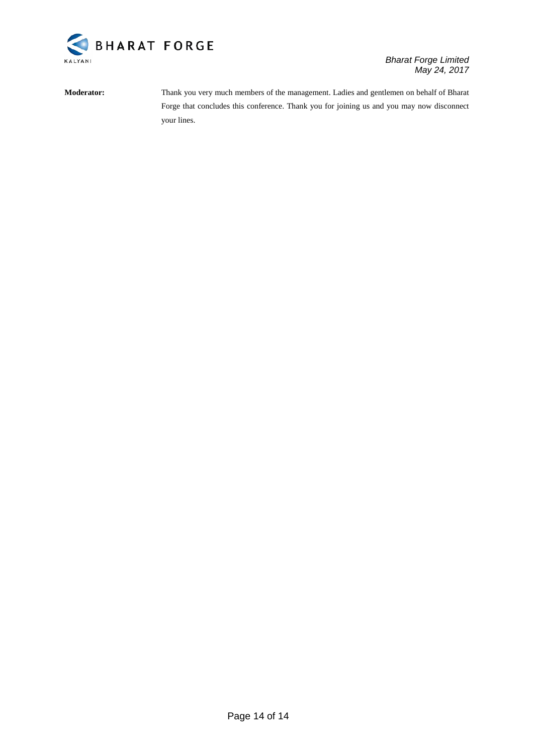**Moderator:** Thank you very much members of the management. Ladies and gentlemen on behalf of Bharat Forge that concludes this conference. Thank you for joining us and you may now disconnect your lines.